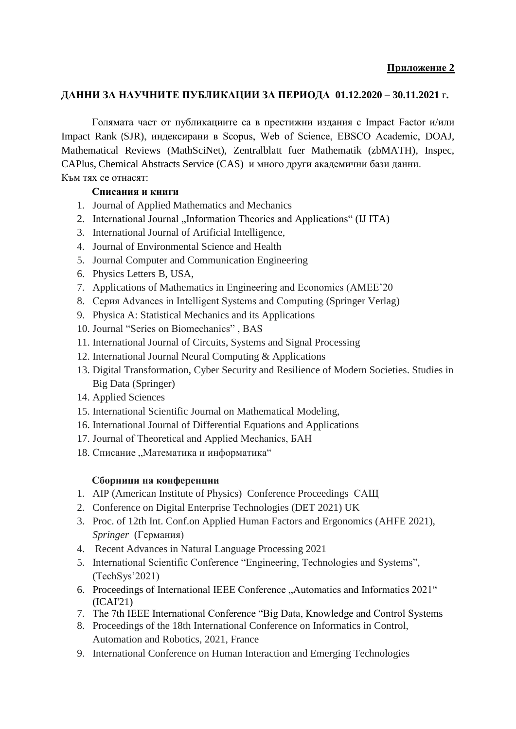**Приложение 2**

**ДАННИ ЗА НАУЧНИТЕ ПУБЛИКАЦИИ ЗА ПЕРИОДА 01.12.2020 – 30.11.2021 г.**

Голямата част от публикациите са в престижни издания с Impact Factor и/или Impact Rank (SJR), индексирани в Scopus, Web of Science, EBSCO Academic, DOAJ, Mathematical Reviews (MathSciNet), Zentralblatt fuer Mathematik (zbMATH), Inspec, CAPlus, Chemical Abstracts Service (CAS) и много други академични бази данни.
Към тях се отнасят:

**Списания и книги**

1. Journal of Applied Mathematics and Mechanics
2. International Journal „Information Theories and Applications“ (IJ ITA)
3. International Journal of Artificial Intelligence,
4. Journal of Environmental Science and Health
5. Journal Computer and Communication Engineering
6. Physics Letters B, USA,
7. Applications of Mathematics in Engineering and Economics (AMEE’20
8. Серия Advances in Intelligent Systems and Computing (Springer Verlag)
9. Physica A: Statistical Mechanics and its Applications
10. Journal “Series on Biomechanics” , BAS
11. International Journal of Circuits, Systems and Signal Processing
12. International Journal Neural Computing & Applications
13. Digital Transformation, Cyber Security and Resilience of Modern Societies. Studies in Big Data (Springer)
14. Applied Sciences
15. International Scientific Journal on Mathematical Modeling,
16. International Journal of Differential Equations and Applications
17. Journal of Theoretical and Applied Mechanics, БАН
18. Списание „Математика и информатика“

**Сборници на конференции**

1. AIP (American Institute of Physics) Conference Proceedings САЩ
2. Conference on Digital Enterprise Technologies (DET 2021) UK
3. Proc. of 12th Int. Conf.on Applied Human Factors and Ergonomics (AHFE 2021), *Springer* (Германия)
4. Recent Advances in Natural Language Processing 2021
5. International Scientific Conference “Engineering, Technologies and Systems”, (TechSys’2021)
6. Proceedings of International IEEE Conference „Automatics and Informatics 2021“ (ICAI'21)
7. The 7th IEEE International Conference “Big Data, Knowledge and Control Systems
8. Proceedings of the 18th International Conference on Informatics in Control, Automation and Robotics, 2021, France
9. International Conference on Human Interaction and Emerging Technologies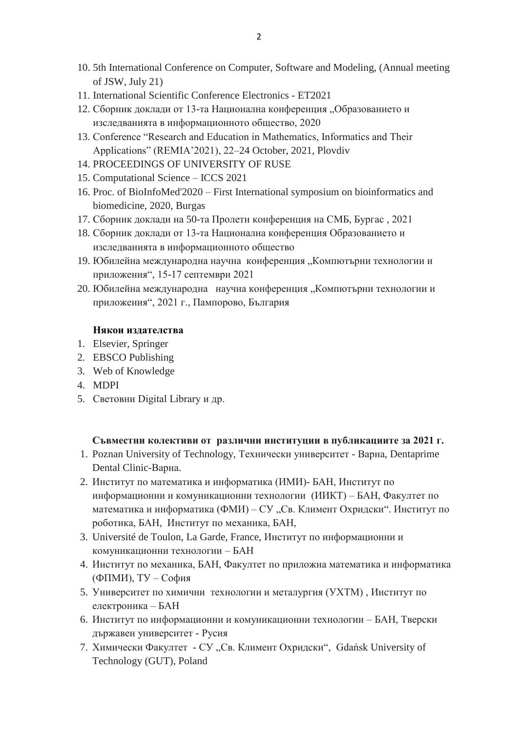10. 5th International Conference on Computer, Software and Modeling, (Annual meeting of JSW, July 21)
11. International Scientific Conference Electronics - ET2021
12. Сборник доклади от 13-та Национална конференция „Образованието и изследванията в информационното общество, 2020
13. Conference "Research and Education in Mathematics, Informatics and Their Applications" (REMIA'2021), 22–24 October, 2021, Plovdiv
14. PROCEEDINGS OF UNIVERSITY OF RUSE
15. Computational Science – ICCS 2021
16. Proc. of BioInfoMed'2020 – First International symposium on bioinformatics and biomedicine, 2020, Burgas
17. Сборник доклади на 50-та Пролетн конференция на СМБ, Бургас , 2021
18. Сборник доклади от 13-та Национална конференция Образованието и изследванията в информационното общество
19. Юбилейна международна научна конференция „Компютърни технологии и приложения", 15-17 септември 2021
20. Юбилейна международна научна конференция „Компютърни технологии и приложения", 2021 г., Пампорово, България

**Някои издателства**

1. Elsevier, Springer
2. EBSCO Publishing
3. Web of Knowledge
4. MDPI
5. Световни Digital Library и др.

**Съвместни колективи от различни институции в публикациите за 2021 г.**

1. Poznan University of Technology, Технически университет - Варна, Dentaprime Dental Clinic-Варна.
2. Институт по математика и информатика (ИМИ)- БАН, Институт по информационни и комуникационни технологии (ИИКТ) – БАН, Факултет по математика и информатика (ФМИ) – СУ „Св. Климент Охридски". Институт по роботика, БАН, Институт по механика, БАН,
3. Université de Toulon, La Garde, France, Институт по информационни и комуникационни технологии – БАН
4. Институт по механика, БАН, Факултет по приложна математика и информатика (ФПМИ), ТУ – София
5. Университет по химични технологии и металургия (УХТМ) , Институт по електроника – БАН
6. Институт по информационни и комуникационни технологии – БАН, Тверски държавен университет - Русия
7. Химически Факултет - СУ „Св. Климент Охридски", Gdańsk University of Technology (GUT), Poland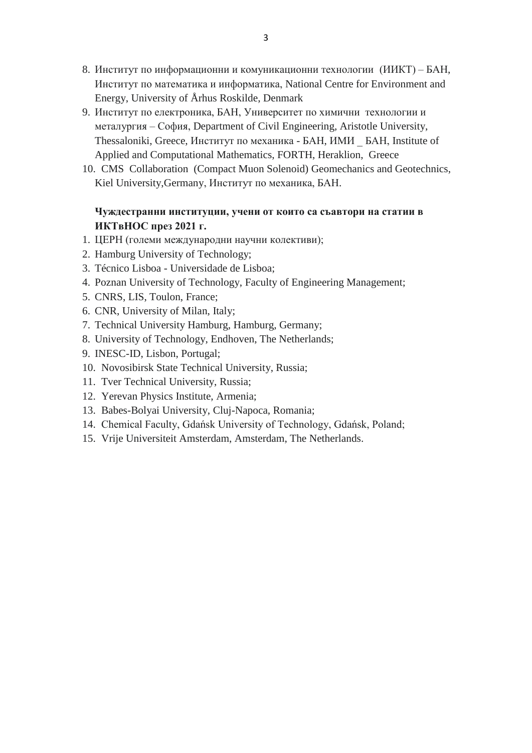8. Институт по информационни и комуникационни технологии (ИИКТ) – БАН, Институт по математика и информатика, National Centre for Environment and Energy, University of Århus Roskilde, Denmark
9. Институт по електроника, БАН, Университет по химични технологии и металургия – София, Department of Civil Engineering, Aristotle University, Thessaloniki, Greece, Институт по механика - БАН, ИМИ _ БАН, Institute of Applied and Computational Mathematics, FORTH, Heraklion, Greece
10. CMS Collaboration (Compact Muon Solenoid) Geomechanics and Geotechnics, Kiel University,Germany, Институт по механика, БАН.

**Чуждестранни институции, учени от които са съавтори на статии в ИКТвНОС през 2021 г.**

1. ЦЕРН (големи международни научни колективи);
2. Hamburg University of Technology;
3. Técnico Lisboa - Universidade de Lisboa;
4. Poznan University of Technology, Faculty of Engineering Management;
5. CNRS, LIS, Toulon, France;
6. CNR, University of Milan, Italy;
7. Technical University Hamburg, Hamburg, Germany;
8. University of Technology, Endhoven, The Netherlands;
9. INESC-ID, Lisbon, Portugal;
10. Novosibirsk State Technical University, Russia;
11. Tver Technical University, Russia;
12. Yerevan Physics Institute, Armenia;
13. Babes-Bolyai University, Cluj-Napoca, Romania;
14. Chemical Faculty, Gdańsk University of Technology, Gdańsk, Poland;
15. Vrije Universiteit Amsterdam, Amsterdam, The Netherlands.